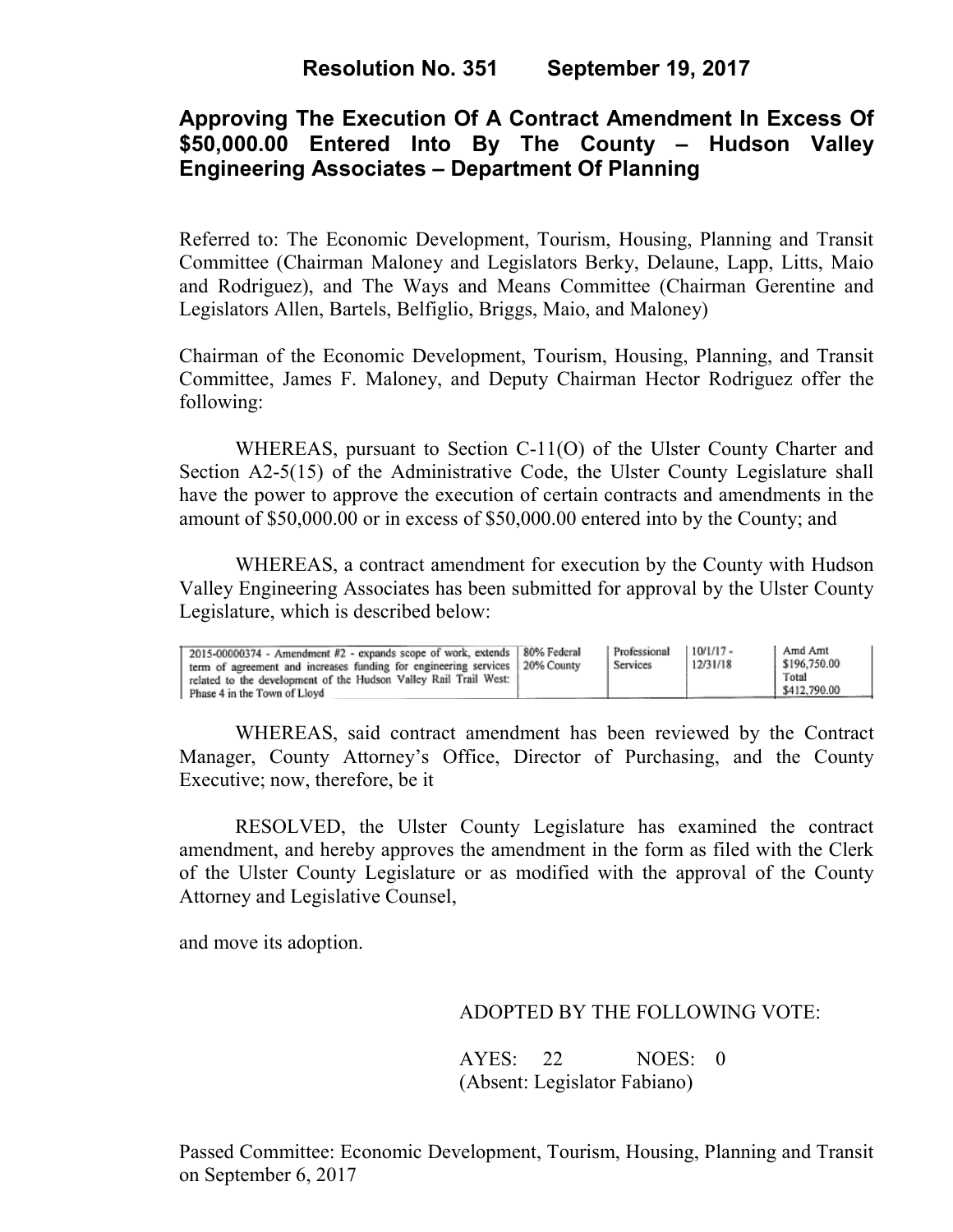# Resolution No. 351 September 19, 2017

## Approving The Execution Of A Contract Amendment In Excess Of $50,000.00 Entered Into By The County – Hudson Valley Engineering Associates – Department Of Planning

Referred to: The Economic Development, Tourism, Housing, Planning and Transit Committee (Chairman Maloney and Legislators Berky, Delaune, Lapp, Litts, Maio and Rodriguez), and The Ways and Means Committee (Chairman Gerentine and Legislators Allen, Bartels, Belfiglio, Briggs, Maio, and Maloney)

Chairman of the Economic Development, Tourism, Housing, Planning, and Transit Committee, James F. Maloney, and Deputy Chairman Hector Rodriguez offer the following:

WHEREAS, pursuant to Section C-11(O) of the Ulster County Charter and Section A2-5(15) of the Administrative Code, the Ulster County Legislature shall have the power to approve the execution of certain contracts and amendments in the amount of $50,000.00 or in excess of $50,000.00 entered into by the County; and

WHEREAS, a contract amendment for execution by the County with Hudson Valley Engineering Associates has been submitted for approval by the Ulster County Legislature, which is described below:

| | | | | |
|---|---|---|---|---|
| 2015-00000374 - Amendment #2 - expands scope of work, extends term of agreement and increases funding for engineering services related to the development of the Hudson Valley Rail Trail West: Phase 4 in the Town of Lloyd | 80% Federal 20% County | Professional Services | 10/1/17 - 12/31/18 | Amd Amt $196,750.00 Total $412,790.00 |

WHEREAS, said contract amendment has been reviewed by the Contract Manager, County Attorney's Office, Director of Purchasing, and the County Executive; now, therefore, be it

RESOLVED, the Ulster County Legislature has examined the contract amendment, and hereby approves the amendment in the form as filed with the Clerk of the Ulster County Legislature or as modified with the approval of the County Attorney and Legislative Counsel,

and move its adoption.

ADOPTED BY THE FOLLOWING VOTE:

AYES: 22 NOES: 0
(Absent: Legislator Fabiano)

Passed Committee: Economic Development, Tourism, Housing, Planning and Transit on September 6, 2017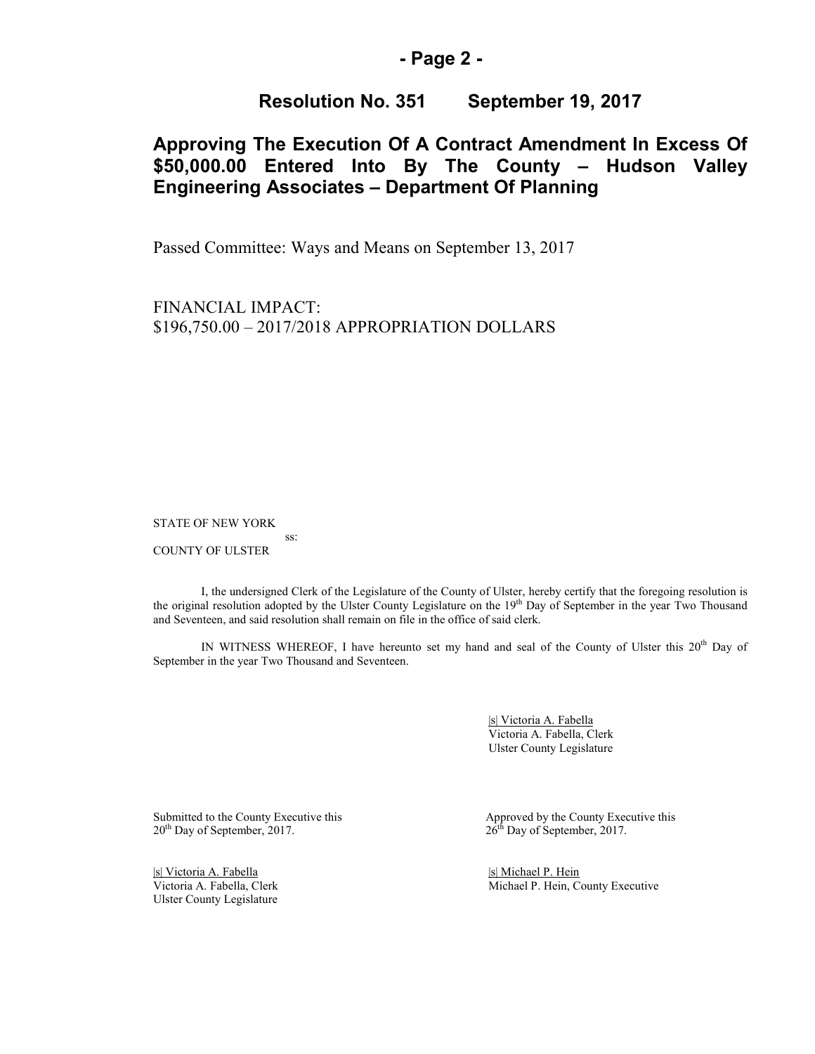## Resolution No. 351 September 19, 2017

## Approving The Execution Of A Contract Amendment In Excess Of $50,000.00 Entered Into By The County – Hudson Valley Engineering Associates – Department Of Planning

Passed Committee: Ways and Means on September 13, 2017

FINANCIAL IMPACT:
$196,750.00 – 2017/2018 APPROPRIATION DOLLARS

STATE OF NEW YORK
ss:
COUNTY OF ULSTER

I, the undersigned Clerk of the Legislature of the County of Ulster, hereby certify that the foregoing resolution is the original resolution adopted by the Ulster County Legislature on the 19th Day of September in the year Two Thousand and Seventeen, and said resolution shall remain on file in the office of said clerk.

IN WITNESS WHEREOF, I have hereunto set my hand and seal of the County of Ulster this 20th Day of September in the year Two Thousand and Seventeen.

|s| Victoria A. Fabella
Victoria A. Fabella, Clerk
Ulster County Legislature

Submitted to the County Executive this
20th Day of September, 2017.

|s| Victoria A. Fabella
Victoria A. Fabella, Clerk
Ulster County Legislature

Approved by the County Executive this
26th Day of September, 2017.

|s| Michael P. Hein
Michael P. Hein, County Executive